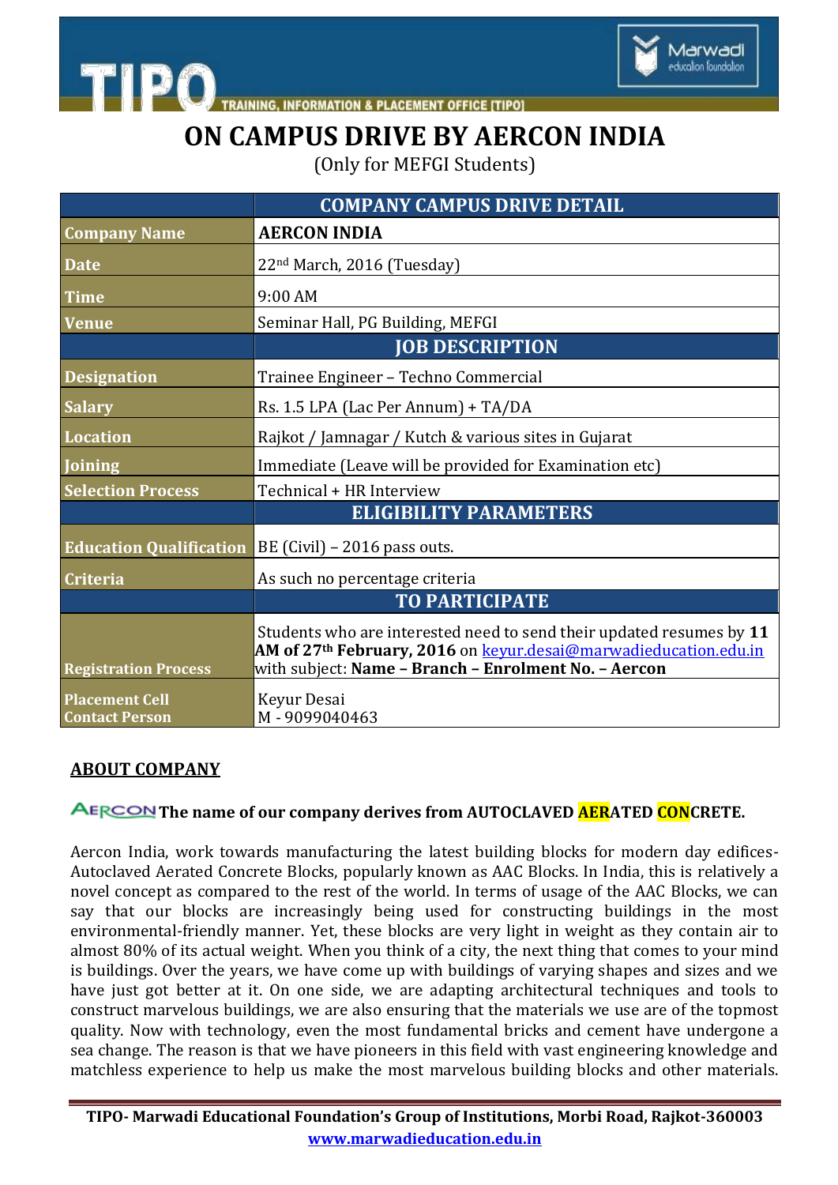# ON CAMPUS DRIVE BY AERCON INDIA

(Only for MEFGI Students)

| | COMPANY CAMPUS DRIVE DETAIL |
|---|---|
| **Company Name** | **AERCON INDIA** |
| **Date** | 22nd March, 2016 (Tuesday) |
| **Time** | 9:00 AM |
| **Venue** | Seminar Hall, PG Building, MEFGI |
| | **JOB DESCRIPTION** |
| **Designation** | Trainee Engineer – Techno Commercial |
| **Salary** | Rs. 1.5 LPA (Lac Per Annum) + TA/DA |
| **Location** | Rajkot / Jamnagar / Kutch & various sites in Gujarat |
| **Joining** | Immediate (Leave will be provided for Examination etc) |
| **Selection Process** | Technical + HR Interview |
| | **ELIGIBILITY PARAMETERS** |
| **Education Qualification** | BE (Civil) – 2016 pass outs. |
| **Criteria** | As such no percentage criteria |
| | **TO PARTICIPATE** |
| **Registration Process** | Students who are interested need to send their updated resumes by **11 AM of 27th February, 2016** on keyur.desai@marwadieducation.edu.in with subject: **Name – Branch – Enrolment No. – Aercon** |
| **Placement Cell Contact Person** | Keyur Desai<br>M - 9099040463 |

## ABOUT COMPANY

AERCON **The name of our company derives from AUTOCLAVED AERATED CONCRETE.**

Aercon India, work towards manufacturing the latest building blocks for modern day edifices- Autoclaved Aerated Concrete Blocks, popularly known as AAC Blocks. In India, this is relatively a novel concept as compared to the rest of the world. In terms of usage of the AAC Blocks, we can say that our blocks are increasingly being used for constructing buildings in the most environmental-friendly manner. Yet, these blocks are very light in weight as they contain air to almost 80% of its actual weight. When you think of a city, the next thing that comes to your mind is buildings. Over the years, we have come up with buildings of varying shapes and sizes and we have just got better at it. On one side, we are adapting architectural techniques and tools to construct marvelous buildings, we are also ensuring that the materials we use are of the topmost quality. Now with technology, even the most fundamental bricks and cement have undergone a sea change. The reason is that we have pioneers in this field with vast engineering knowledge and matchless experience to help us make the most marvelous building blocks and other materials.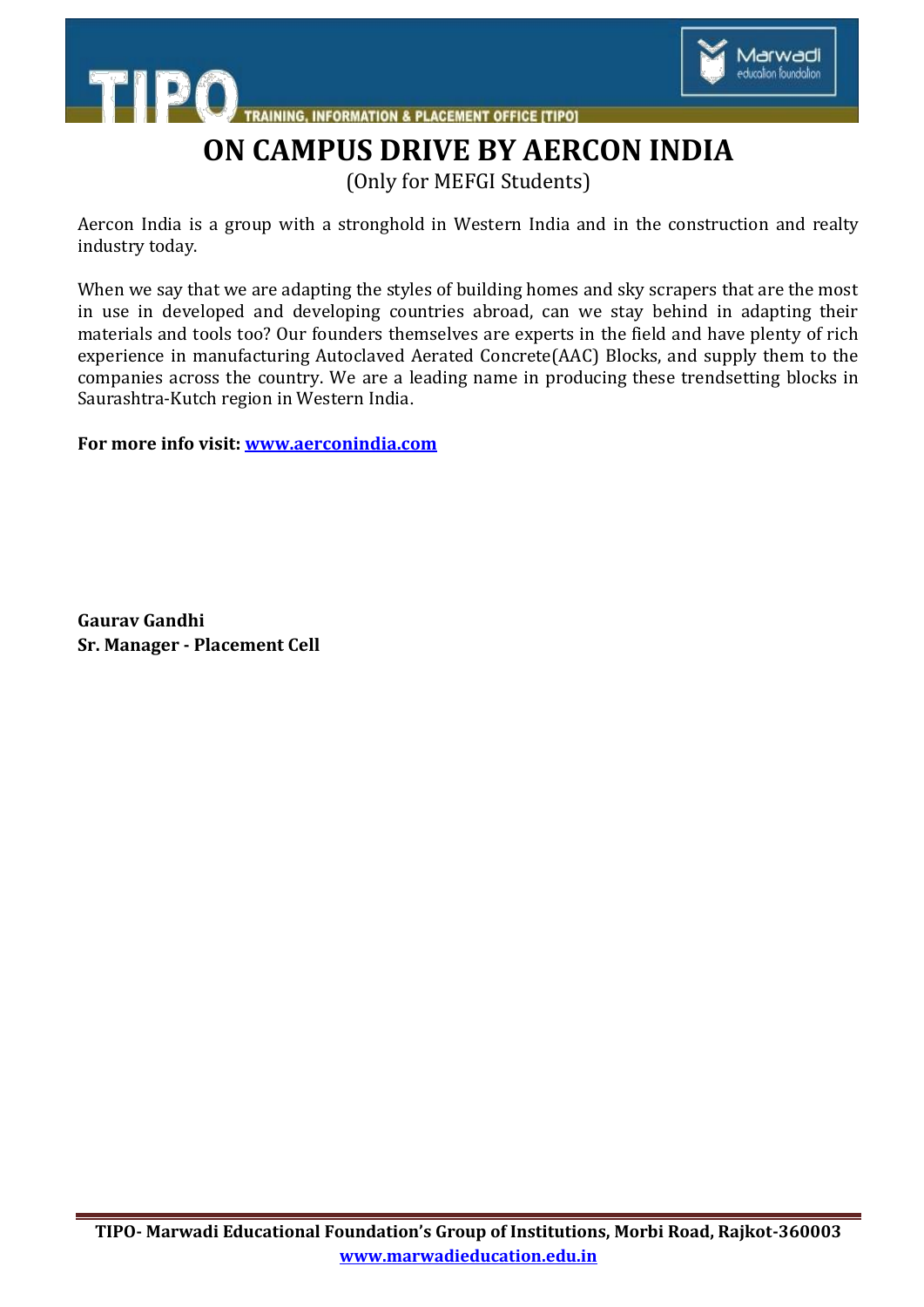# ON CAMPUS DRIVE BY AERCON INDIA

(Only for MEFGI Students)

Aercon India is a group with a stronghold in Western India and in the construction and realty industry today.

When we say that we are adapting the styles of building homes and sky scrapers that are the most in use in developed and developing countries abroad, can we stay behind in adapting their materials and tools too? Our founders themselves are experts in the field and have plenty of rich experience in manufacturing Autoclaved Aerated Concrete(AAC) Blocks, and supply them to the companies across the country. We are a leading name in producing these trendsetting blocks in Saurashtra-Kutch region in Western India.

**For more info visit: www.aerconindia.com**

**Gaurav Gandhi**
**Sr. Manager - Placement Cell**